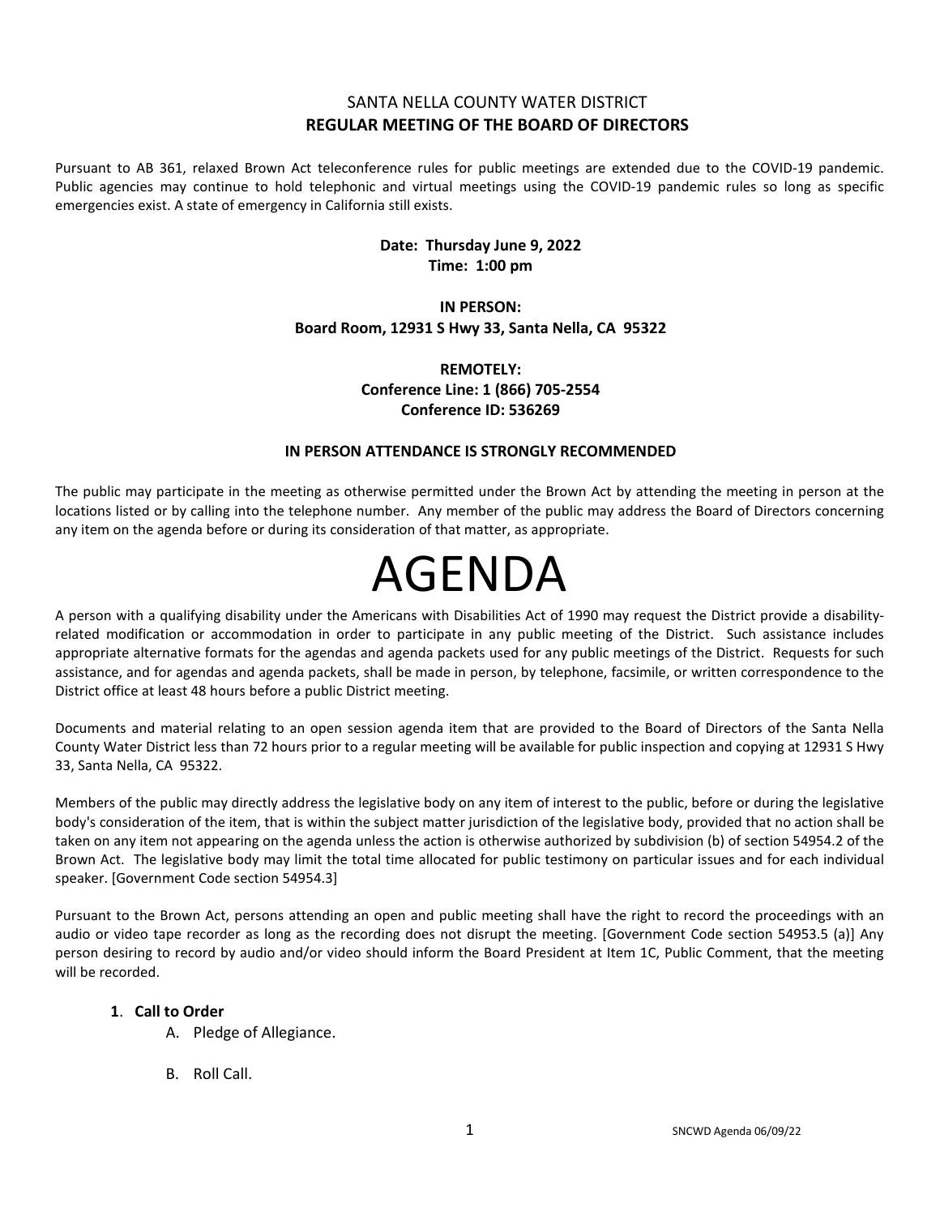# SANTA NELLA COUNTY WATER DISTRICT
## REGULAR MEETING OF THE BOARD OF DIRECTORS

Pursuant to AB 361, relaxed Brown Act teleconference rules for public meetings are extended due to the COVID-19 pandemic. Public agencies may continue to hold telephonic and virtual meetings using the COVID-19 pandemic rules so long as specific emergencies exist. A state of emergency in California still exists.

**Date: Thursday June 9, 2022**
**Time: 1:00 pm**

**IN PERSON:**
**Board Room, 12931 S Hwy 33, Santa Nella, CA 95322**

**REMOTELY:**
**Conference Line: 1 (866) 705-2554**
**Conference ID: 536269**

**IN PERSON ATTENDANCE IS STRONGLY RECOMMENDED**

The public may participate in the meeting as otherwise permitted under the Brown Act by attending the meeting in person at the locations listed or by calling into the telephone number. Any member of the public may address the Board of Directors concerning any item on the agenda before or during its consideration of that matter, as appropriate.

# AGENDA

A person with a qualifying disability under the Americans with Disabilities Act of 1990 may request the District provide a disability-related modification or accommodation in order to participate in any public meeting of the District. Such assistance includes appropriate alternative formats for the agendas and agenda packets used for any public meetings of the District. Requests for such assistance, and for agendas and agenda packets, shall be made in person, by telephone, facsimile, or written correspondence to the District office at least 48 hours before a public District meeting.

Documents and material relating to an open session agenda item that are provided to the Board of Directors of the Santa Nella County Water District less than 72 hours prior to a regular meeting will be available for public inspection and copying at 12931 S Hwy 33, Santa Nella, CA 95322.

Members of the public may directly address the legislative body on any item of interest to the public, before or during the legislative body's consideration of the item, that is within the subject matter jurisdiction of the legislative body, provided that no action shall be taken on any item not appearing on the agenda unless the action is otherwise authorized by subdivision (b) of section 54954.2 of the Brown Act. The legislative body may limit the total time allocated for public testimony on particular issues and for each individual speaker. [Government Code section 54954.3]

Pursuant to the Brown Act, persons attending an open and public meeting shall have the right to record the proceedings with an audio or video tape recorder as long as the recording does not disrupt the meeting. [Government Code section 54953.5 (a)] Any person desiring to record by audio and/or video should inform the Board President at Item 1C, Public Comment, that the meeting will be recorded.

**1**. **Call to Order**

A. Pledge of Allegiance.

B. Roll Call.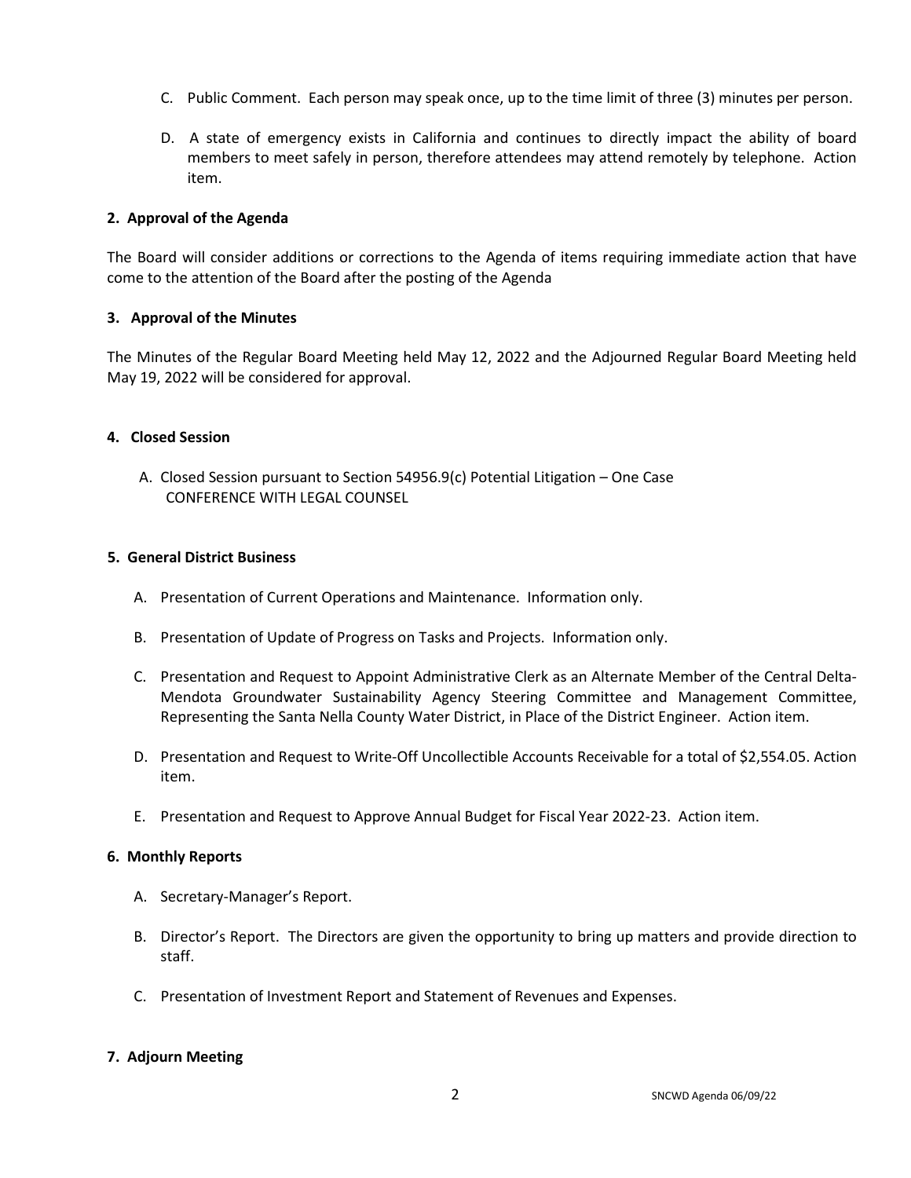C. Public Comment. Each person may speak once, up to the time limit of three (3) minutes per person.

D. A state of emergency exists in California and continues to directly impact the ability of board members to meet safely in person, therefore attendees may attend remotely by telephone. Action item.

**2. Approval of the Agenda**

The Board will consider additions or corrections to the Agenda of items requiring immediate action that have come to the attention of the Board after the posting of the Agenda

**3. Approval of the Minutes**

The Minutes of the Regular Board Meeting held May 12, 2022 and the Adjourned Regular Board Meeting held May 19, 2022 will be considered for approval.

**4. Closed Session**

A. Closed Session pursuant to Section 54956.9(c) Potential Litigation – One Case
CONFERENCE WITH LEGAL COUNSEL

**5. General District Business**

A. Presentation of Current Operations and Maintenance. Information only.

B. Presentation of Update of Progress on Tasks and Projects. Information only.

C. Presentation and Request to Appoint Administrative Clerk as an Alternate Member of the Central Delta-Mendota Groundwater Sustainability Agency Steering Committee and Management Committee, Representing the Santa Nella County Water District, in Place of the District Engineer. Action item.

D. Presentation and Request to Write-Off Uncollectible Accounts Receivable for a total of $2,554.05. Action item.

E. Presentation and Request to Approve Annual Budget for Fiscal Year 2022-23. Action item.

**6. Monthly Reports**

A. Secretary-Manager's Report.

B. Director's Report. The Directors are given the opportunity to bring up matters and provide direction to staff.

C. Presentation of Investment Report and Statement of Revenues and Expenses.

**7. Adjourn Meeting**